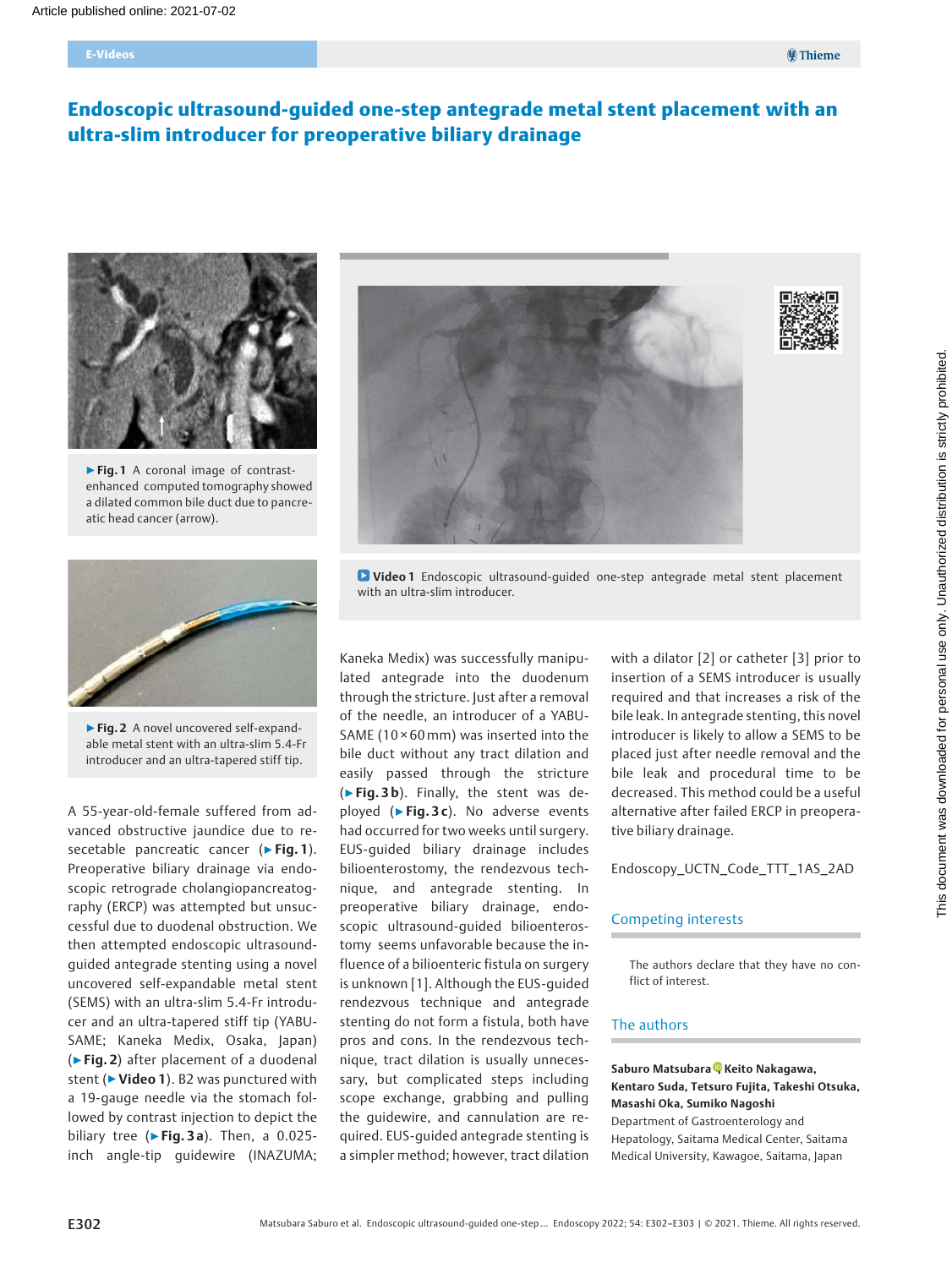# Endoscopic ultrasound-guided one-step antegrade metal stent placement with an ultra-slim introducer for preoperative biliary drainage

► **Fig. 1** A coronal image of contrast-enhanced computed tomography showed a dilated common bile duct due to pancreatic head cancer (arrow).

► **Fig. 2** A novel uncovered self-expandable metal stent with an ultra-slim 5.4-Fr introducer and an ultra-tapered stiff tip.

**Video 1** Endoscopic ultrasound-guided one-step antegrade metal stent placement with an ultra-slim introducer.

A 55-year-old-female suffered from advanced obstructive jaundice due to resecetable pancreatic cancer (► **Fig. 1**). Preoperative biliary drainage via endoscopic retrograde cholangiopancreatography (ERCP) was attempted but unsuccessful due to duodenal obstruction. We then attempted endoscopic ultrasound-guided antegrade stenting using a novel uncovered self-expandable metal stent (SEMS) with an ultra-slim 5.4-Fr introducer and an ultra-tapered stiff tip (YABUSAME; Kaneka Medix, Osaka, Japan) (► **Fig. 2**) after placement of a duodenal stent (► **Video 1**). B2 was punctured with a 19-gauge needle via the stomach followed by contrast injection to depict the biliary tree (► **Fig. 3 a**). Then, a 0.025-inch angle-tip guidewire (INAZUMA; Kaneka Medix) was successfully manipulated antegrade into the duodenum through the stricture. Just after a removal of the needle, an introducer of a YABUSAME (10 × 60 mm) was inserted into the bile duct without any tract dilation and easily passed through the stricture (► **Fig. 3 b**). Finally, the stent was deployed (► **Fig. 3 c**). No adverse events had occurred for two weeks until surgery.

EUS-guided biliary drainage includes bilioenterostomy, the rendezvous technique, and antegrade stenting. In preoperative biliary drainage, endoscopic ultrasound-guided bilioenterostomy seems unfavorable because the influence of a bilioenteric fistula on surgery is unknown [1]. Although the EUS-guided rendezvous technique and antegrade stenting do not form a fistula, both have pros and cons. In the rendezvous technique, tract dilation is usually unnecessary, but complicated steps including scope exchange, grabbing and pulling the guidewire, and cannulation are required. EUS-guided antegrade stenting is a simpler method; however, tract dilation with a dilator [2] or catheter [3] prior to insertion of a SEMS introducer is usually required and that increases a risk of the bile leak. In antegrade stenting, this novel introducer is likely to allow a SEMS to be placed just after needle removal and the bile leak and procedural time to be decreased. This method could be a useful alternative after failed ERCP in preoperative biliary drainage.

Endoscopy_UCTN_Code_TTT_1AS_2AD

## Competing interests

The authors declare that they have no conflict of interest.

## The authors

**Saburo Matsubara, Keito Nakagawa, Kentaro Suda, Tetsuro Fujita, Takeshi Otsuka, Masashi Oka, Sumiko Nagoshi**

Department of Gastroenterology and Hepatology, Saitama Medical Center, Saitama Medical University, Kawagoe, Saitama, Japan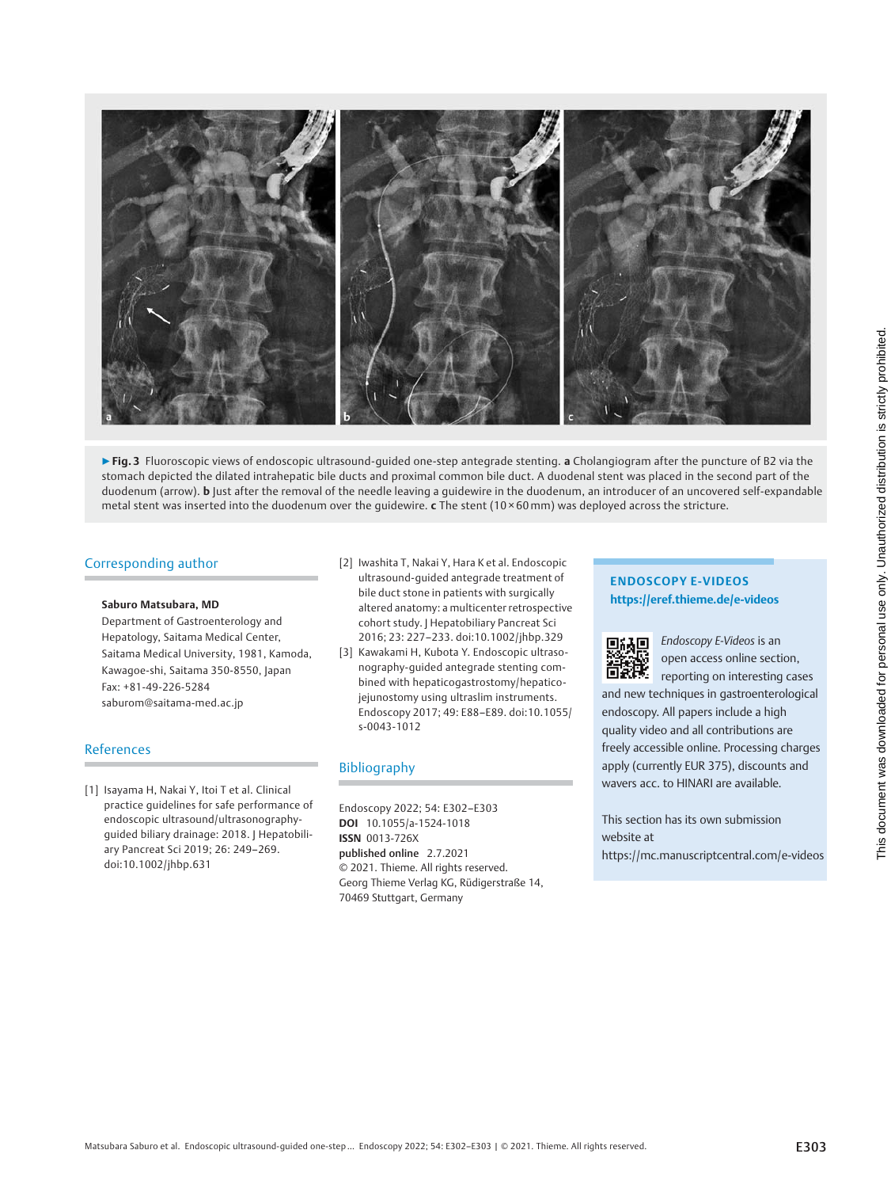**▶ Fig. 3** Fluoroscopic views of endoscopic ultrasound-guided one-step antegrade stenting. **a** Cholangiogram after the puncture of B2 via the stomach depicted the dilated intrahepatic bile ducts and proximal common bile duct. A duodenal stent was placed in the second part of the duodenum (arrow). **b** Just after the removal of the needle leaving a guidewire in the duodenum, an introducer of an uncovered self-expandable metal stent was inserted into the duodenum over the guidewire. **c** The stent (10 × 60 mm) was deployed across the stricture.

## Corresponding author

**Saburo Matsubara, MD**
Department of Gastroenterology and Hepatology, Saitama Medical Center, Saitama Medical University, 1981, Kamoda, Kawagoe-shi, Saitama 350-8550, Japan
Fax: +81-49-226-5284
saburom@saitama-med.ac.jp

## References

[1] Isayama H, Nakai Y, Itoi T et al. Clinical practice guidelines for safe performance of endoscopic ultrasound/ultrasonography-guided biliary drainage: 2018. J Hepatobiliary Pancreat Sci 2019; 26: 249–269. doi:10.1002/jhbp.631

[2] Iwashita T, Nakai Y, Hara K et al. Endoscopic ultrasound-guided antegrade treatment of bile duct stone in patients with surgically altered anatomy: a multicenter retrospective cohort study. J Hepatobiliary Pancreat Sci 2016; 23: 227–233. doi:10.1002/jhbp.329

[3] Kawakami H, Kubota Y. Endoscopic ultrasonography-guided antegrade stenting combined with hepaticogastrostomy/hepaticojejunostomy using ultraslim instruments. Endoscopy 2017; 49: E88–E89. doi:10.1055/s-0043-1012

## Bibliography

Endoscopy 2022; 54: E302–E303
**DOI** 10.1055/a-1524-1018
**ISSN** 0013-726X
**published online** 2.7.2021
© 2021. Thieme. All rights reserved.
Georg Thieme Verlag KG, Rüdigerstraße 14, 70469 Stuttgart, Germany

**ENDOSCOPY E-VIDEOS**
**https://eref.thieme.de/e-videos**

*Endoscopy E-Videos* is an open access online section, reporting on interesting cases and new techniques in gastroenterological endoscopy. All papers include a high quality video and all contributions are freely accessible online. Processing charges apply (currently EUR 375), discounts and wavers acc. to HINARI are available.

This section has its own submission website at
https://mc.manuscriptcentral.com/e-videos

This document was downloaded for personal use only. Unauthorized distribution is strictly prohibited.